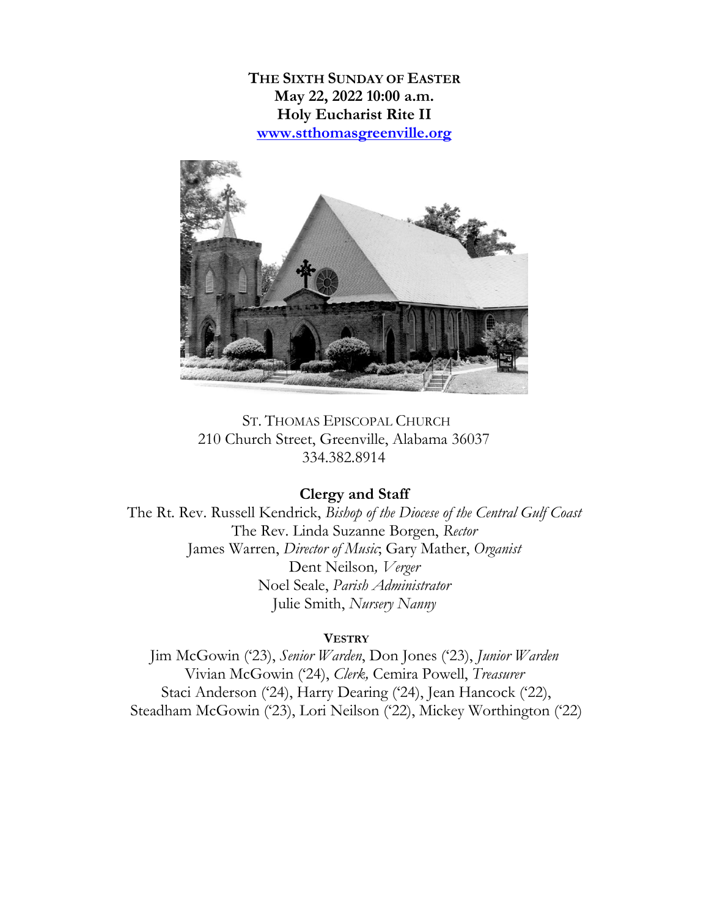**THE SIXTH SUNDAY OF EASTER**
**May 22, 2022 10:00 a.m.**
**Holy Eucharist Rite II**
**www.stthomasgreenville.org**

ST. THOMAS EPISCOPAL CHURCH
210 Church Street, Greenville, Alabama 36037
334.382.8914

**Clergy and Staff**

The Rt. Rev. Russell Kendrick, *Bishop of the Diocese of the Central Gulf Coast*
The Rev. Linda Suzanne Borgen, *Rector*
James Warren, *Director of Music*; Gary Mather, *Organist*
Dent Neilson, *Verger*
Noel Seale, *Parish Administrator*
Julie Smith, *Nursery Nanny*

**VESTRY**

Jim McGowin ('23), *Senior Warden*, Don Jones ('23), *Junior Warden*
Vivian McGowin ('24), *Clerk,* Cemira Powell, *Treasurer*
Staci Anderson ('24), Harry Dearing ('24), Jean Hancock ('22),
Steadham McGowin ('23), Lori Neilson ('22), Mickey Worthington ('22)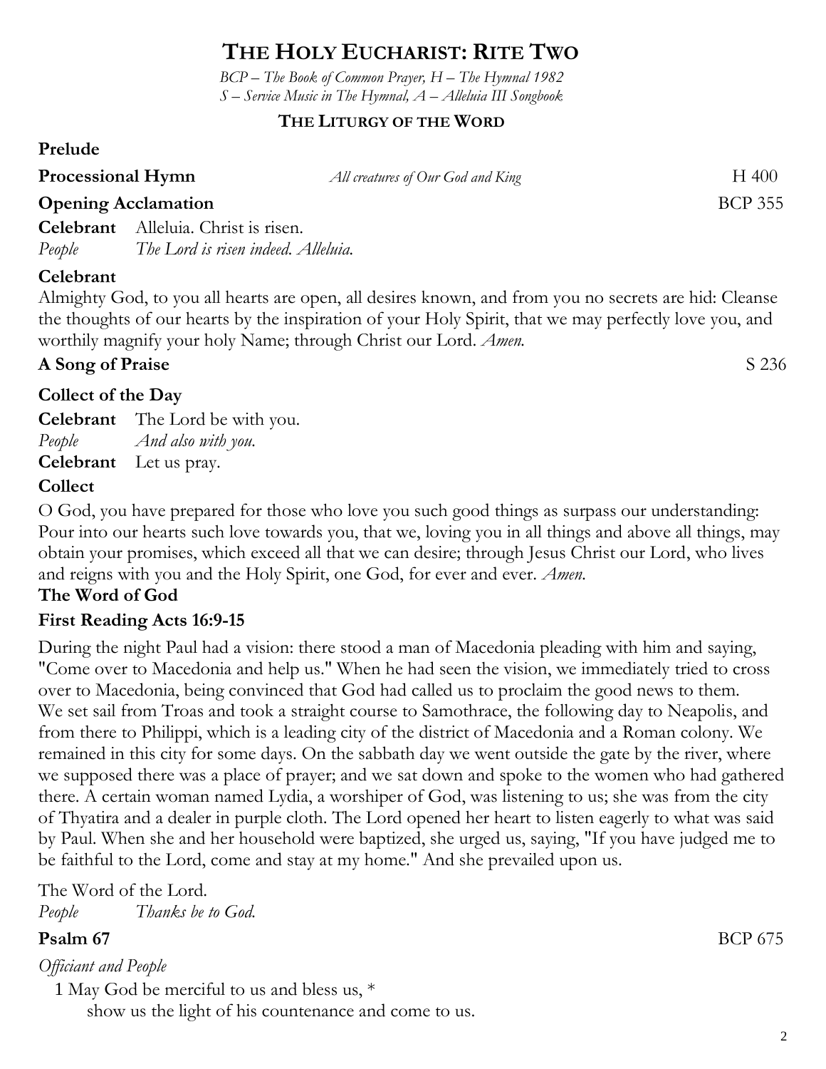# The Holy Eucharist: Rite Two

*BCP – The Book of Common Prayer, H – The Hymnal 1982*
*S – Service Music in The Hymnal, A – Alleluia III Songbook*

## The Liturgy of the Word

**Prelude**

**Processional Hymn** *All creatures of Our God and King* H 400

**Opening Acclamation** BCP 355

**Celebrant** Alleluia. Christ is risen.
*People* *The Lord is risen indeed. Alleluia.*

**Celebrant**

Almighty God, to you all hearts are open, all desires known, and from you no secrets are hid: Cleanse the thoughts of our hearts by the inspiration of your Holy Spirit, that we may perfectly love you, and worthily magnify your holy Name; through Christ our Lord. *Amen.*

**A Song of Praise** S 236

**Collect of the Day**

**Celebrant** The Lord be with you.
*People* *And also with you.*
**Celebrant** Let us pray.

**Collect**

O God, you have prepared for those who love you such good things as surpass our understanding: Pour into our hearts such love towards you, that we, loving you in all things and above all things, may obtain your promises, which exceed all that we can desire; through Jesus Christ our Lord, who lives and reigns with you and the Holy Spirit, one God, for ever and ever. *Amen.*

**The Word of God**

**First Reading Acts 16:9-15**

During the night Paul had a vision: there stood a man of Macedonia pleading with him and saying, "Come over to Macedonia and help us." When he had seen the vision, we immediately tried to cross over to Macedonia, being convinced that God had called us to proclaim the good news to them. We set sail from Troas and took a straight course to Samothrace, the following day to Neapolis, and from there to Philippi, which is a leading city of the district of Macedonia and a Roman colony. We remained in this city for some days. On the sabbath day we went outside the gate by the river, where we supposed there was a place of prayer; and we sat down and spoke to the women who had gathered there. A certain woman named Lydia, a worshiper of God, was listening to us; she was from the city of Thyatira and a dealer in purple cloth. The Lord opened her heart to listen eagerly to what was said by Paul. When she and her household were baptized, she urged us, saying, "If you have judged me to be faithful to the Lord, come and stay at my home." And she prevailed upon us.

The Word of the Lord.
*People* *Thanks be to God.*

**Psalm 67** BCP 675

*Officiant and People*

1 May God be merciful to us and bless us, *
show us the light of his countenance and come to us.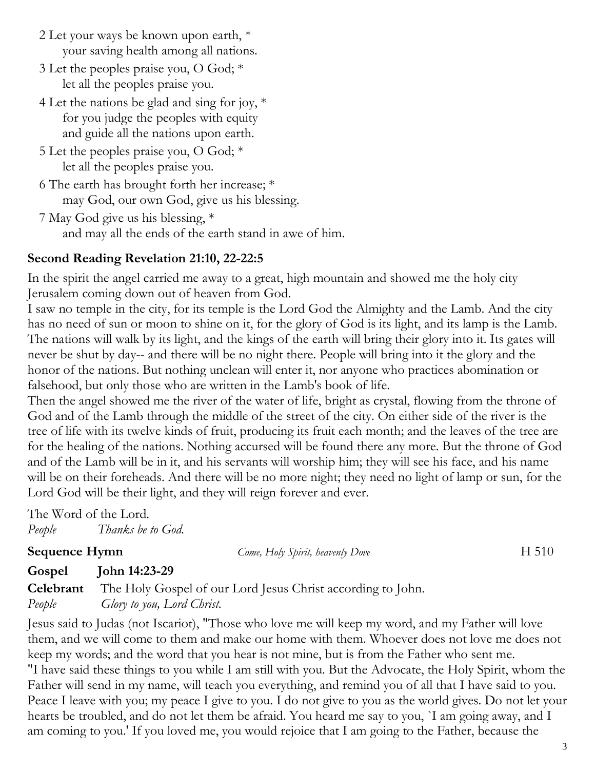2 Let your ways be known upon earth, *
  your saving health among all nations.

3 Let the peoples praise you, O God; *
  let all the peoples praise you.

4 Let the nations be glad and sing for joy, *
  for you judge the peoples with equity
  and guide all the nations upon earth.

5 Let the peoples praise you, O God; *
  let all the peoples praise you.

6 The earth has brought forth her increase; *
  may God, our own God, give us his blessing.

7 May God give us his blessing, *
  and may all the ends of the earth stand in awe of him.

**Second Reading Revelation 21:10, 22-22:5**

In the spirit the angel carried me away to a great, high mountain and showed me the holy city Jerusalem coming down out of heaven from God.

I saw no temple in the city, for its temple is the Lord God the Almighty and the Lamb. And the city has no need of sun or moon to shine on it, for the glory of God is its light, and its lamp is the Lamb. The nations will walk by its light, and the kings of the earth will bring their glory into it. Its gates will never be shut by day-- and there will be no night there. People will bring into it the glory and the honor of the nations. But nothing unclean will enter it, nor anyone who practices abomination or falsehood, but only those who are written in the Lamb's book of life.

Then the angel showed me the river of the water of life, bright as crystal, flowing from the throne of God and of the Lamb through the middle of the street of the city. On either side of the river is the tree of life with its twelve kinds of fruit, producing its fruit each month; and the leaves of the tree are for the healing of the nations. Nothing accursed will be found there any more. But the throne of God and of the Lamb will be in it, and his servants will worship him; they will see his face, and his name will be on their foreheads. And there will be no more night; they need no light of lamp or sun, for the Lord God will be their light, and they will reign forever and ever.

The Word of the Lord.
*People* *Thanks be to God.*

**Sequence Hymn** *Come, Holy Spirit, heavenly Dove* H 510

**Gospel John 14:23-29**

**Celebrant** The Holy Gospel of our Lord Jesus Christ according to John.
*People* *Glory to you, Lord Christ.*

Jesus said to Judas (not Iscariot), "Those who love me will keep my word, and my Father will love them, and we will come to them and make our home with them. Whoever does not love me does not keep my words; and the word that you hear is not mine, but is from the Father who sent me.

"I have said these things to you while I am still with you. But the Advocate, the Holy Spirit, whom the Father will send in my name, will teach you everything, and remind you of all that I have said to you. Peace I leave with you; my peace I give to you. I do not give to you as the world gives. Do not let your hearts be troubled, and do not let them be afraid. You heard me say to you, `I am going away, and I am coming to you.' If you loved me, you would rejoice that I am going to the Father, because the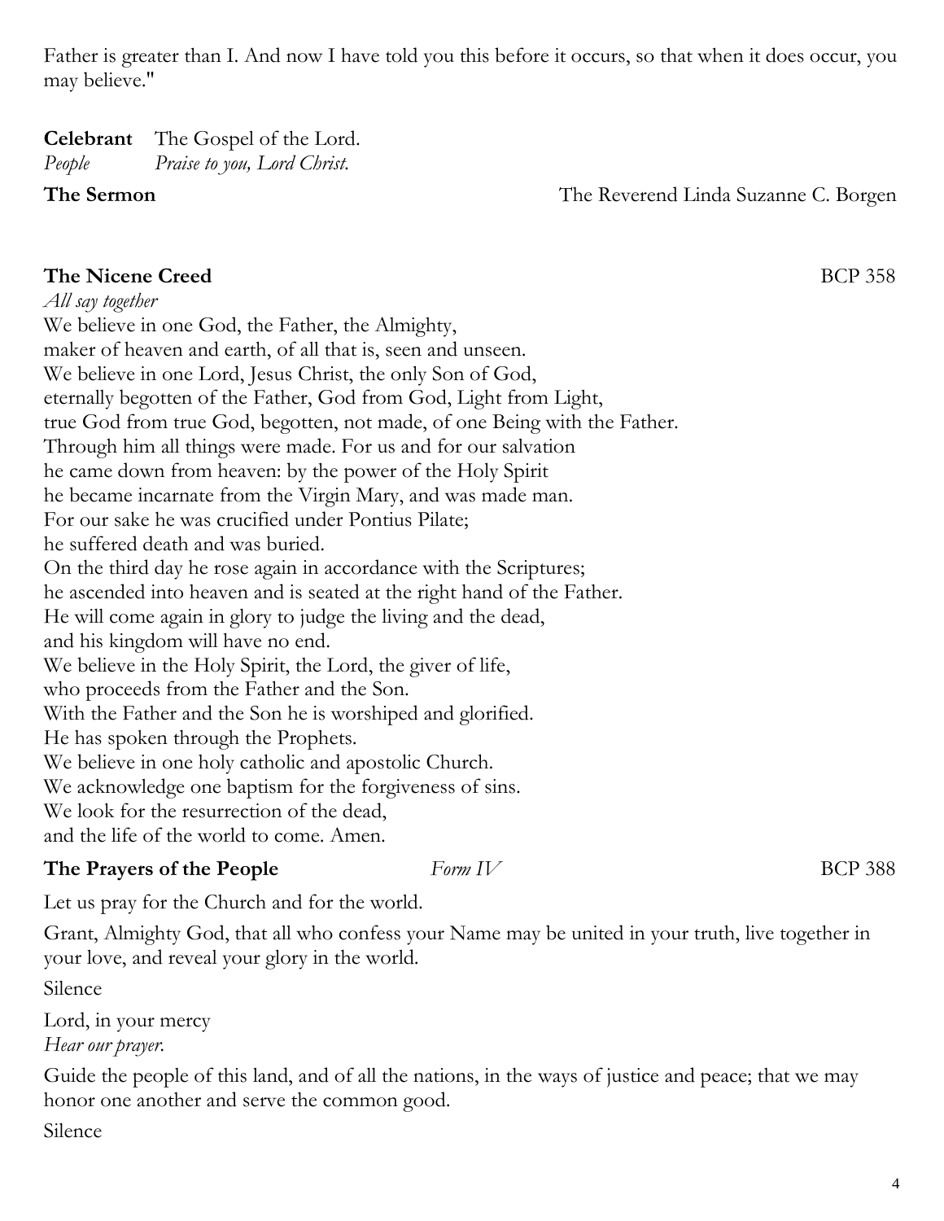Father is greater than I. And now I have told you this before it occurs, so that when it does occur, you may believe."

**Celebrant** The Gospel of the Lord.
*People* *Praise to you, Lord Christ.*

**The Sermon** The Reverend Linda Suzanne C. Borgen

**The Nicene Creed** BCP 358

*All say together*

We believe in one God, the Father, the Almighty,
maker of heaven and earth, of all that is, seen and unseen.
We believe in one Lord, Jesus Christ, the only Son of God,
eternally begotten of the Father, God from God, Light from Light,
true God from true God, begotten, not made, of one Being with the Father.
Through him all things were made. For us and for our salvation
he came down from heaven: by the power of the Holy Spirit
he became incarnate from the Virgin Mary, and was made man.
For our sake he was crucified under Pontius Pilate;
he suffered death and was buried.
On the third day he rose again in accordance with the Scriptures;
he ascended into heaven and is seated at the right hand of the Father.
He will come again in glory to judge the living and the dead,
and his kingdom will have no end.
We believe in the Holy Spirit, the Lord, the giver of life,
who proceeds from the Father and the Son.
With the Father and the Son he is worshiped and glorified.
He has spoken through the Prophets.
We believe in one holy catholic and apostolic Church.
We acknowledge one baptism for the forgiveness of sins.
We look for the resurrection of the dead,
and the life of the world to come. Amen.

**The Prayers of the People** *Form IV* BCP 388

Let us pray for the Church and for the world.

Grant, Almighty God, that all who confess your Name may be united in your truth, live together in your love, and reveal your glory in the world.

Silence

Lord, in your mercy
*Hear our prayer.*

Guide the people of this land, and of all the nations, in the ways of justice and peace; that we may honor one another and serve the common good.

Silence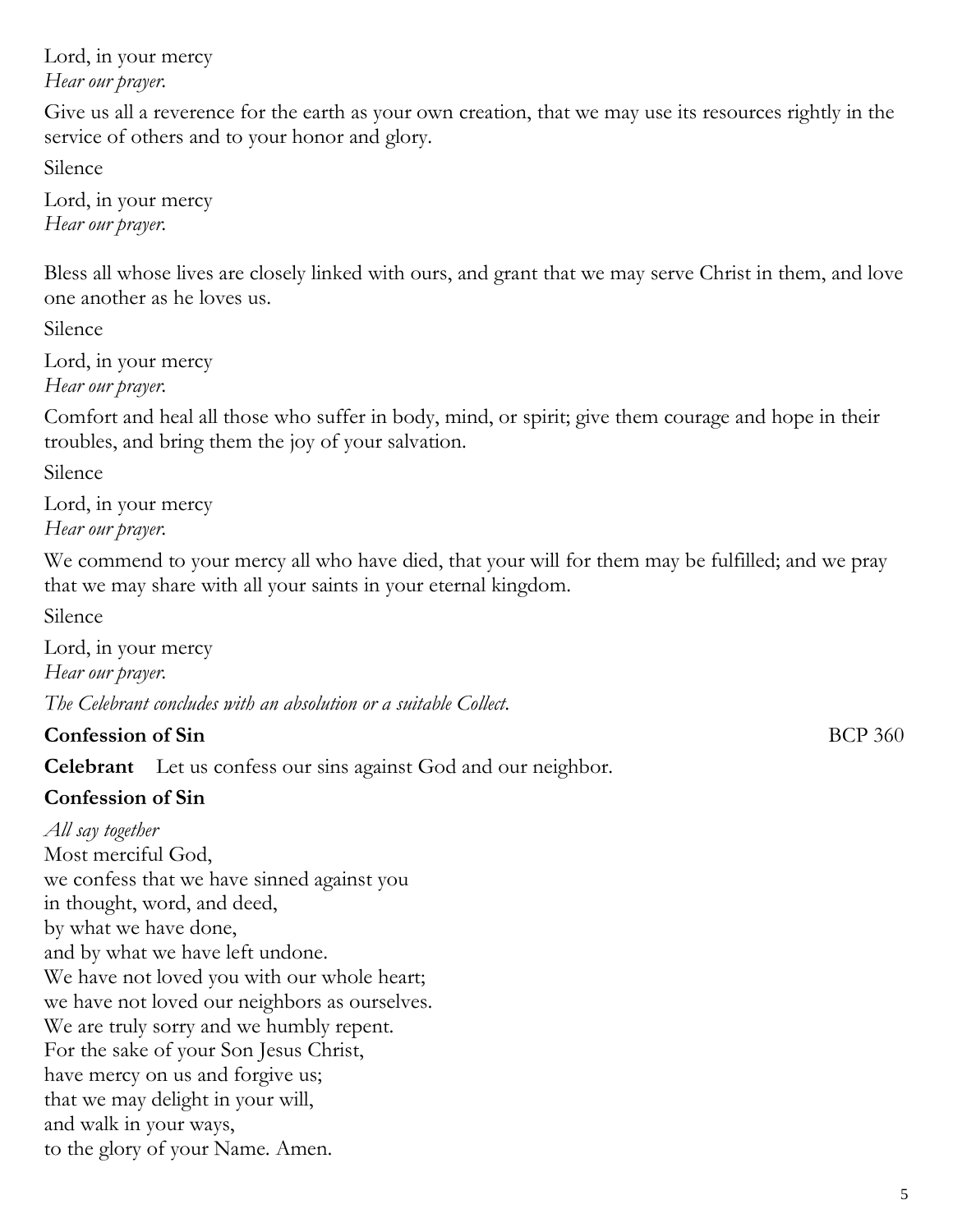Lord, in your mercy
*Hear our prayer.*

Give us all a reverence for the earth as your own creation, that we may use its resources rightly in the service of others and to your honor and glory.

Silence

Lord, in your mercy
*Hear our prayer.*

Bless all whose lives are closely linked with ours, and grant that we may serve Christ in them, and love one another as he loves us.

Silence

Lord, in your mercy
*Hear our prayer.*

Comfort and heal all those who suffer in body, mind, or spirit; give them courage and hope in their troubles, and bring them the joy of your salvation.

Silence

Lord, in your mercy
*Hear our prayer.*

We commend to your mercy all who have died, that your will for them may be fulfilled; and we pray that we may share with all your saints in your eternal kingdom.

Silence

Lord, in your mercy
*Hear our prayer.*

*The Celebrant concludes with an absolution or a suitable Collect.*

**Confession of Sin** BCP 360

**Celebrant** Let us confess our sins against God and our neighbor.

**Confession of Sin**

*All say together*
Most merciful God,
we confess that we have sinned against you
in thought, word, and deed,
by what we have done,
and by what we have left undone.
We have not loved you with our whole heart;
we have not loved our neighbors as ourselves.
We are truly sorry and we humbly repent.
For the sake of your Son Jesus Christ,
have mercy on us and forgive us;
that we may delight in your will,
and walk in your ways,
to the glory of your Name. Amen.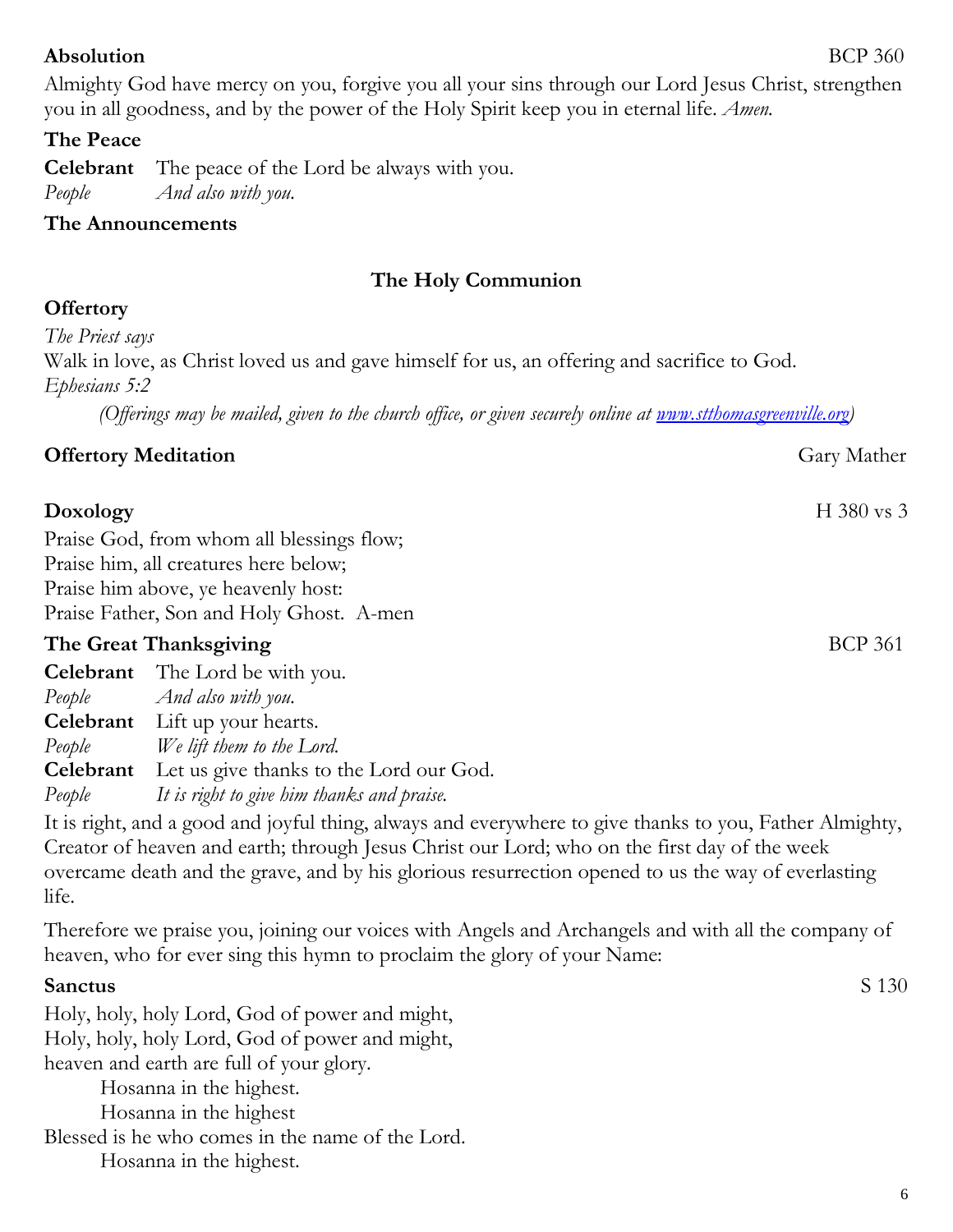**Absolution** BCP 360

Almighty God have mercy on you, forgive you all your sins through our Lord Jesus Christ, strengthen you in all goodness, and by the power of the Holy Spirit keep you in eternal life. *Amen.*

**The Peace**

**Celebrant** The peace of the Lord be always with you.
*People* *And also with you.*

**The Announcements**

## The Holy Communion

**Offertory**

*The Priest says*
Walk in love, as Christ loved us and gave himself for us, an offering and sacrifice to God. *Ephesians 5:2*

*(Offerings may be mailed, given to the church office, or given securely online at [www.stthomasgreenville.org](http://www.stthomasgreenville.org))*

**Offertory Meditation** Gary Mather

**Doxology** H 380 vs 3

Praise God, from whom all blessings flow;
Praise him, all creatures here below;
Praise him above, ye heavenly host:
Praise Father, Son and Holy Ghost. A-men

**The Great Thanksgiving** BCP 361

**Celebrant** The Lord be with you.
*People* *And also with you.*
**Celebrant** Lift up your hearts.
*People* *We lift them to the Lord.*
**Celebrant** Let us give thanks to the Lord our God.
*People* *It is right to give him thanks and praise.*

It is right, and a good and joyful thing, always and everywhere to give thanks to you, Father Almighty, Creator of heaven and earth; through Jesus Christ our Lord; who on the first day of the week overcame death and the grave, and by his glorious resurrection opened to us the way of everlasting life.

Therefore we praise you, joining our voices with Angels and Archangels and with all the company of heaven, who for ever sing this hymn to proclaim the glory of your Name:

**Sanctus** S 130

Holy, holy, holy Lord, God of power and might,
Holy, holy, holy Lord, God of power and might,
heaven and earth are full of your glory.
    Hosanna in the highest.
    Hosanna in the highest
Blessed is he who comes in the name of the Lord.
    Hosanna in the highest.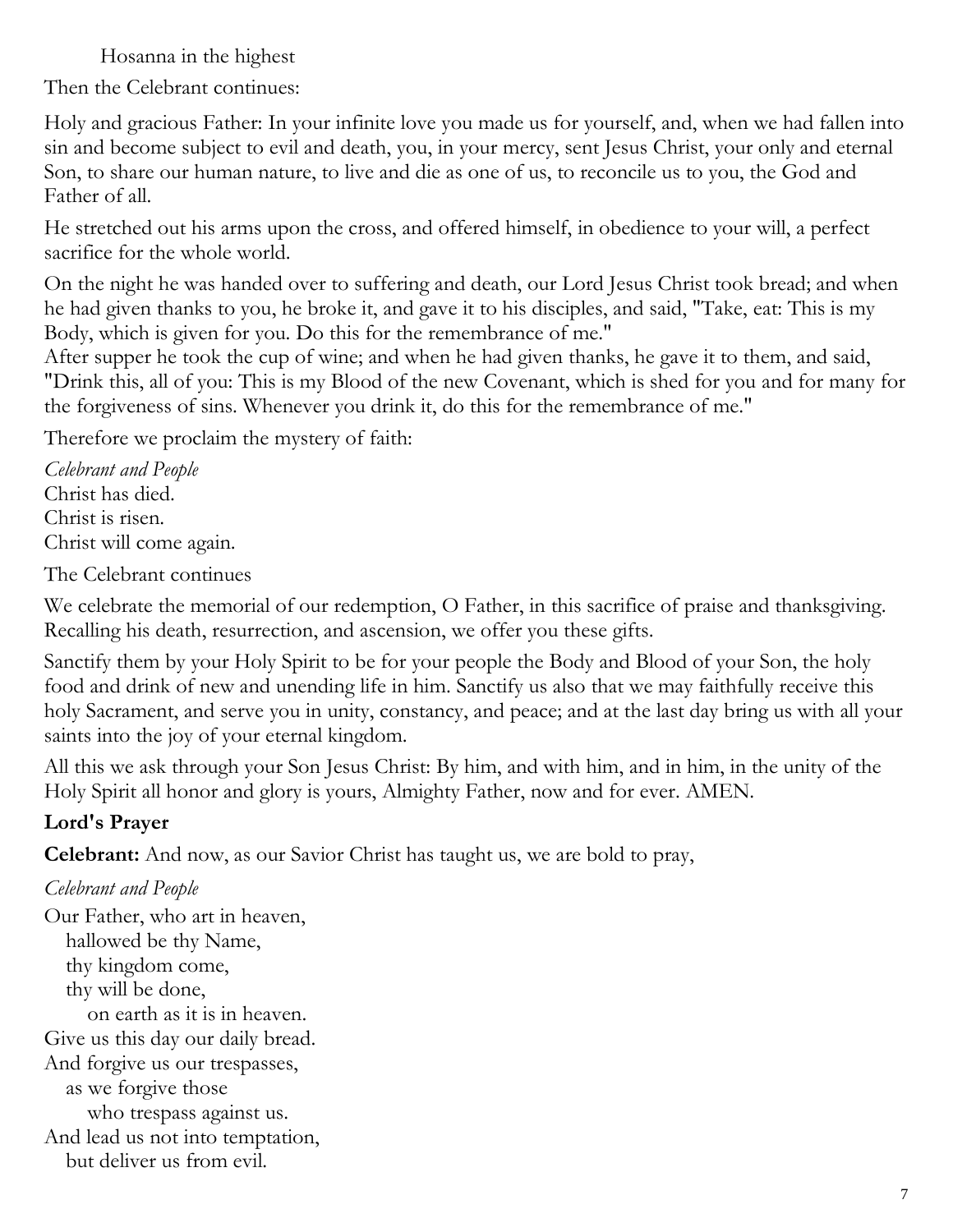Hosanna in the highest

Then the Celebrant continues:

Holy and gracious Father: In your infinite love you made us for yourself, and, when we had fallen into sin and become subject to evil and death, you, in your mercy, sent Jesus Christ, your only and eternal Son, to share our human nature, to live and die as one of us, to reconcile us to you, the God and Father of all.

He stretched out his arms upon the cross, and offered himself, in obedience to your will, a perfect sacrifice for the whole world.

On the night he was handed over to suffering and death, our Lord Jesus Christ took bread; and when he had given thanks to you, he broke it, and gave it to his disciples, and said, "Take, eat: This is my Body, which is given for you. Do this for the remembrance of me."
After supper he took the cup of wine; and when he had given thanks, he gave it to them, and said, "Drink this, all of you: This is my Blood of the new Covenant, which is shed for you and for many for the forgiveness of sins. Whenever you drink it, do this for the remembrance of me."

Therefore we proclaim the mystery of faith:

*Celebrant and People*
Christ has died.
Christ is risen.
Christ will come again.

The Celebrant continues

We celebrate the memorial of our redemption, O Father, in this sacrifice of praise and thanksgiving. Recalling his death, resurrection, and ascension, we offer you these gifts.

Sanctify them by your Holy Spirit to be for your people the Body and Blood of your Son, the holy food and drink of new and unending life in him. Sanctify us also that we may faithfully receive this holy Sacrament, and serve you in unity, constancy, and peace; and at the last day bring us with all your saints into the joy of your eternal kingdom.

All this we ask through your Son Jesus Christ: By him, and with him, and in him, in the unity of the Holy Spirit all honor and glory is yours, Almighty Father, now and for ever. AMEN.

**Lord's Prayer**

**Celebrant:** And now, as our Savior Christ has taught us, we are bold to pray,

*Celebrant and People*

Our Father, who art in heaven,
hallowed be thy Name,
thy kingdom come,
thy will be done,
on earth as it is in heaven.
Give us this day our daily bread.
And forgive us our trespasses,
as we forgive those
who trespass against us.
And lead us not into temptation,
but deliver us from evil.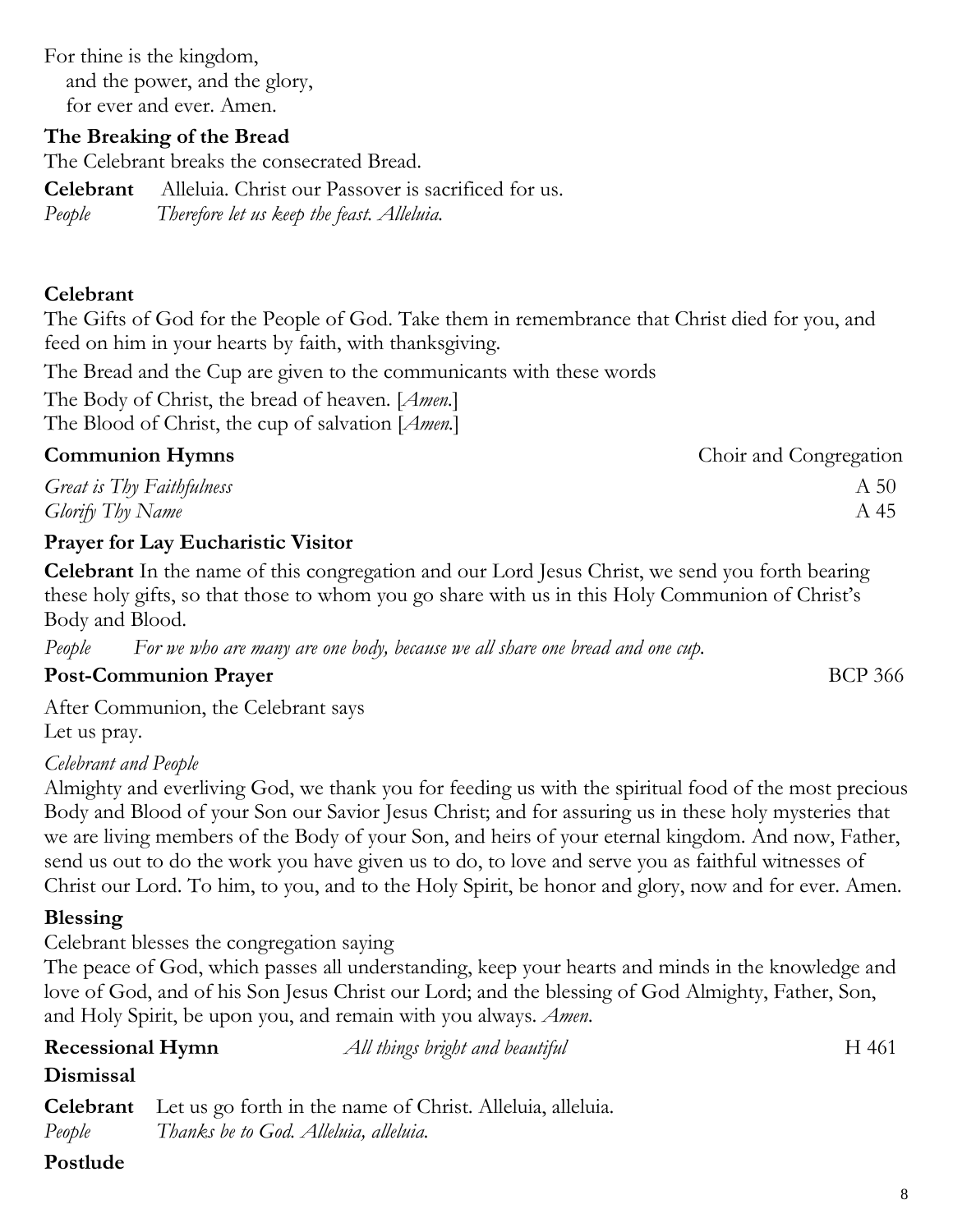For thine is the kingdom,
and the power, and the glory,
for ever and ever. Amen.

**The Breaking of the Bread**

The Celebrant breaks the consecrated Bread.

**Celebrant** Alleluia. Christ our Passover is sacrificed for us.
*People* *Therefore let us keep the feast. Alleluia.*

**Celebrant**

The Gifts of God for the People of God. Take them in remembrance that Christ died for you, and feed on him in your hearts by faith, with thanksgiving.

The Bread and the Cup are given to the communicants with these words

The Body of Christ, the bread of heaven. [*Amen.*]
The Blood of Christ, the cup of salvation [*Amen.*]

**Communion Hymns** Choir and Congregation

*Great is Thy Faithfulness* A 50
*Glorify Thy Name* A 45

**Prayer for Lay Eucharistic Visitor**

**Celebrant** In the name of this congregation and our Lord Jesus Christ, we send you forth bearing these holy gifts, so that those to whom you go share with us in this Holy Communion of Christ's Body and Blood.

*People* *For we who are many are one body, because we all share one bread and one cup.*

**Post-Communion Prayer** BCP 366

After Communion, the Celebrant says
Let us pray.

*Celebrant and People*

Almighty and everliving God, we thank you for feeding us with the spiritual food of the most precious Body and Blood of your Son our Savior Jesus Christ; and for assuring us in these holy mysteries that we are living members of the Body of your Son, and heirs of your eternal kingdom. And now, Father, send us out to do the work you have given us to do, to love and serve you as faithful witnesses of Christ our Lord. To him, to you, and to the Holy Spirit, be honor and glory, now and for ever. Amen.

**Blessing**

Celebrant blesses the congregation saying

The peace of God, which passes all understanding, keep your hearts and minds in the knowledge and love of God, and of his Son Jesus Christ our Lord; and the blessing of God Almighty, Father, Son, and Holy Spirit, be upon you, and remain with you always. *Amen.*

**Recessional Hymn** *All things bright and beautiful* H 461

**Dismissal**

**Celebrant** Let us go forth in the name of Christ. Alleluia, alleluia.
*People* *Thanks be to God. Alleluia, alleluia.*

**Postlude**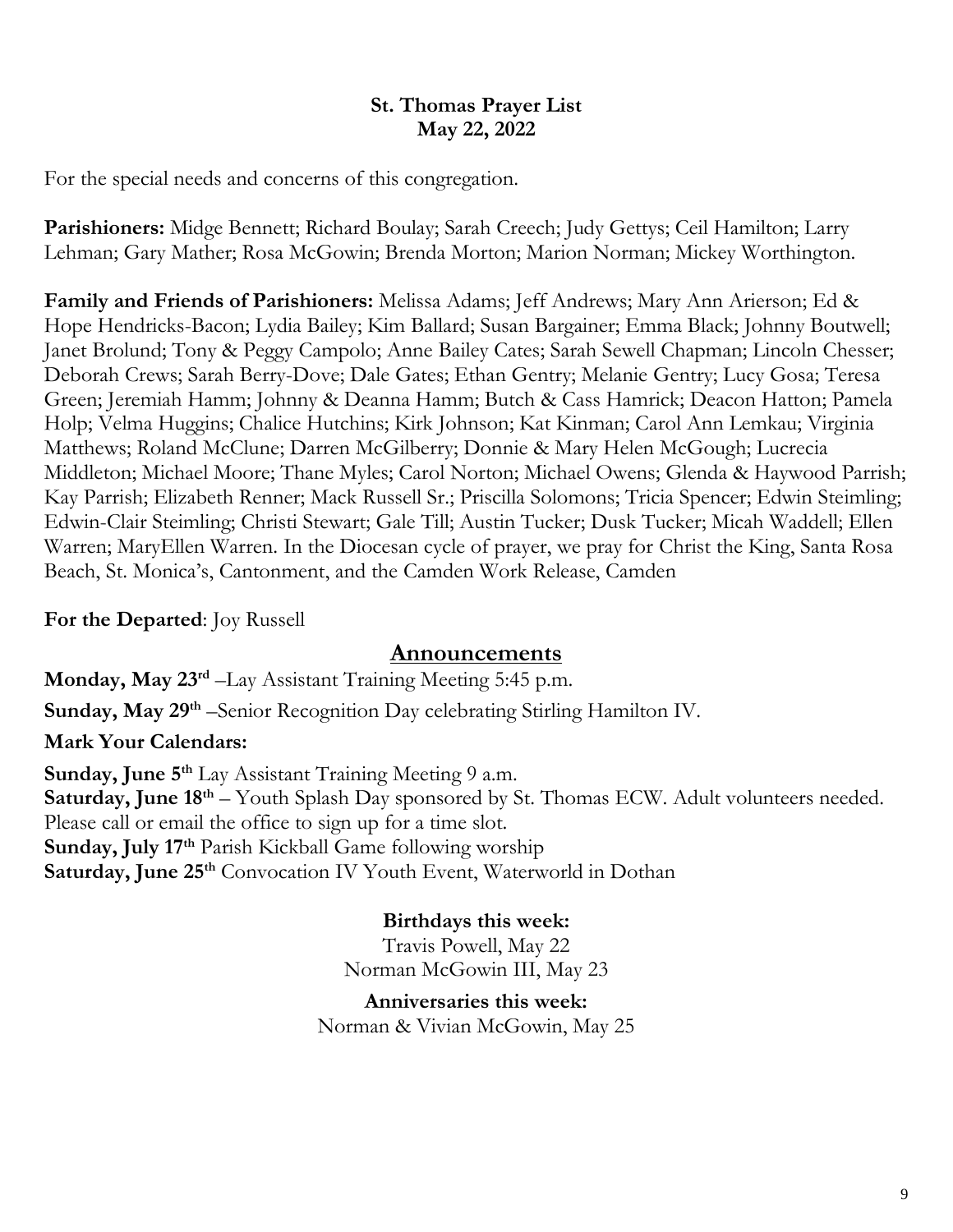**St. Thomas Prayer List**
**May 22, 2022**

For the special needs and concerns of this congregation.

**Parishioners:** Midge Bennett; Richard Boulay; Sarah Creech; Judy Gettys; Ceil Hamilton; Larry Lehman; Gary Mather; Rosa McGowin; Brenda Morton; Marion Norman; Mickey Worthington.

**Family and Friends of Parishioners:** Melissa Adams; Jeff Andrews; Mary Ann Arierson; Ed & Hope Hendricks-Bacon; Lydia Bailey; Kim Ballard; Susan Bargainer; Emma Black; Johnny Boutwell; Janet Brolund; Tony & Peggy Campolo; Anne Bailey Cates; Sarah Sewell Chapman; Lincoln Chesser; Deborah Crews; Sarah Berry-Dove; Dale Gates; Ethan Gentry; Melanie Gentry; Lucy Gosa; Teresa Green; Jeremiah Hamm; Johnny & Deanna Hamm; Butch & Cass Hamrick; Deacon Hatton; Pamela Holp; Velma Huggins; Chalice Hutchins; Kirk Johnson; Kat Kinman; Carol Ann Lemkau; Virginia Matthews; Roland McClune; Darren McGilberry; Donnie & Mary Helen McGough; Lucrecia Middleton; Michael Moore; Thane Myles; Carol Norton; Michael Owens; Glenda & Haywood Parrish; Kay Parrish; Elizabeth Renner; Mack Russell Sr.; Priscilla Solomons; Tricia Spencer; Edwin Steimling; Edwin-Clair Steimling; Christi Stewart; Gale Till; Austin Tucker; Dusk Tucker; Micah Waddell; Ellen Warren; MaryEllen Warren. In the Diocesan cycle of prayer, we pray for Christ the King, Santa Rosa Beach, St. Monica's, Cantonment, and the Camden Work Release, Camden

**For the Departed**: Joy Russell

## Announcements

**Monday, May 23rd** –Lay Assistant Training Meeting 5:45 p.m.

**Sunday, May 29th** –Senior Recognition Day celebrating Stirling Hamilton IV.

**Mark Your Calendars:**

**Sunday, June 5th** Lay Assistant Training Meeting 9 a.m.
**Saturday, June 18th** – Youth Splash Day sponsored by St. Thomas ECW. Adult volunteers needed. Please call or email the office to sign up for a time slot.
**Sunday, July 17th** Parish Kickball Game following worship
**Saturday, June 25th** Convocation IV Youth Event, Waterworld in Dothan

**Birthdays this week:**
Travis Powell, May 22
Norman McGowin III, May 23

**Anniversaries this week:**
Norman & Vivian McGowin, May 25